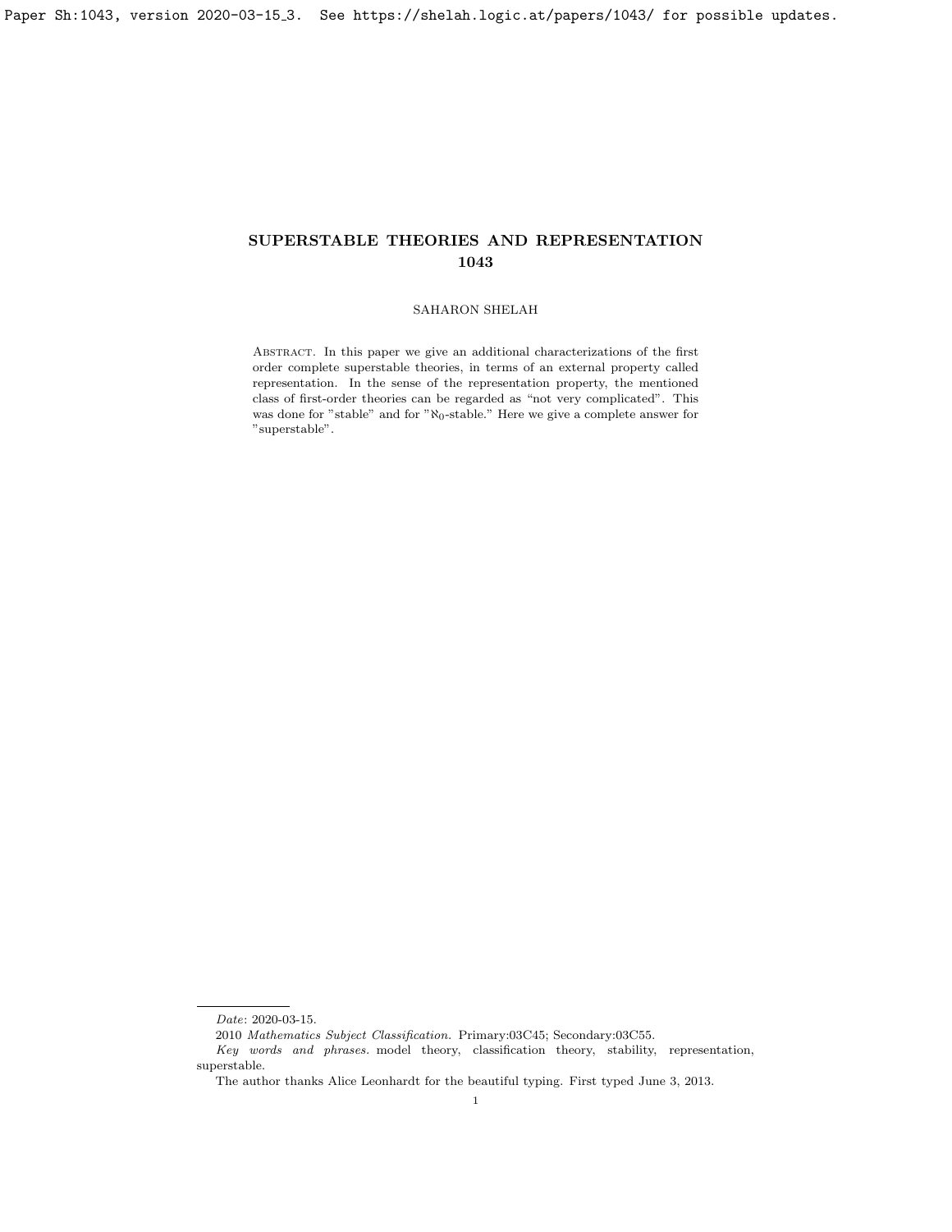# SUPERSTABLE THEORIES AND REPRESENTATION 1043

SAHARON SHELAH

Abstract. In this paper we give an additional characterizations of the first order complete superstable theories, in terms of an external property called representation. In the sense of the representation property, the mentioned class of first-order theories can be regarded as "not very complicated". This was done for "stable" and for "$\aleph_0$-stable." Here we give a complete answer for "superstable".

---

*Date*: 2020-03-15.

2010 *Mathematics Subject Classification.* Primary:03C45; Secondary:03C55.

*Key words and phrases.* model theory, classification theory, stability, representation, superstable.

The author thanks Alice Leonhardt for the beautiful typing. First typed June 3, 2013.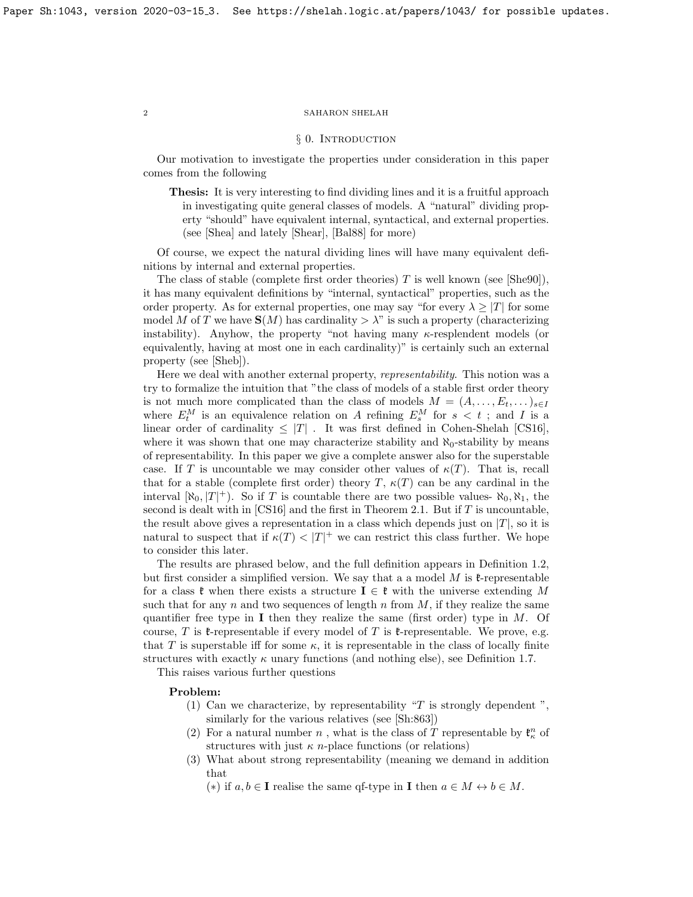## § 0. Introduction

Our motivation to investigate the properties under consideration in this paper comes from the following

**Thesis:** It is very interesting to find dividing lines and it is a fruitful approach in investigating quite general classes of models. A "natural" dividing property "should" have equivalent internal, syntactical, and external properties. (see [Shea] and lately [Shear], [Bal88] for more)

Of course, we expect the natural dividing lines will have many equivalent definitions by internal and external properties.

The class of stable (complete first order theories) $T$ is well known (see [She90]), it has many equivalent definitions by "internal, syntactical" properties, such as the order property. As for external properties, one may say "for every $\lambda \geq |T|$ for some model $M$ of $T$ we have $\mathbf{S}(M)$ has cardinality $> \lambda$" is such a property (characterizing instability). Anyhow, the property "not having many $\kappa$-resplendent models (or equivalently, having at most one in each cardinality)" is certainly such an external property (see [Sheb]).

Here we deal with another external property, *representability*. This notion was a try to formalize the intuition that "the class of models of a stable first order theory is not much more complicated than the class of models $M = (A, \dots, E_t, \dots)_{s \in I}$ where $E_t^M$ is an equivalence relation on $A$ refining $E_s^M$ for $s < t$ ; and $I$ is a linear order of cardinality $\leq |T|$ . It was first defined in Cohen-Shelah [CS16], where it was shown that one may characterize stability and $\aleph_0$-stability by means of representability. In this paper we give a complete answer also for the superstable case. If $T$ is uncountable we may consider other values of $\kappa(T)$. That is, recall that for a stable (complete first order) theory $T$, $\kappa(T)$ can be any cardinal in the interval $[\aleph_0, |T|^+)$. So if $T$ is countable there are two possible values- $\aleph_0, \aleph_1$, the second is dealt with in [CS16] and the first in Theorem 2.1. But if $T$ is uncountable, the result above gives a representation in a class which depends just on $|T|$, so it is natural to suspect that if $\kappa(T) < |T|^+$ we can restrict this class further. We hope to consider this later.

The results are phrased below, and the full definition appears in Definition 1.2, but first consider a simplified version. We say that a a model $M$ is $\mathfrak{k}$-representable for a class $\mathfrak{k}$ when there exists a structure $\mathbf{I} \in \mathfrak{k}$ with the universe extending $M$ such that for any $n$ and two sequences of length $n$ from $M$, if they realize the same quantifier free type in $\mathbf{I}$ then they realize the same (first order) type in $M$. Of course, $T$ is $\mathfrak{k}$-representable if every model of $T$ is $\mathfrak{k}$-representable. We prove, e.g. that $T$ is superstable iff for some $\kappa$, it is representable in the class of locally finite structures with exactly $\kappa$ unary functions (and nothing else), see Definition 1.7.

This raises various further questions

**Problem:**

(1) Can we characterize, by representability "$T$ is strongly dependent ", similarly for the various relatives (see [Sh:863])

(2) For a natural number $n$ , what is the class of $T$ representable by $\mathfrak{k}_\kappa^n$ of structures with just $\kappa$ $n$-place functions (or relations)

(3) What about strong representability (meaning we demand in addition that

$(*)$ if $a, b \in \mathbf{I}$ realise the same qf-type in $\mathbf{I}$ then $a \in M \leftrightarrow b \in M$.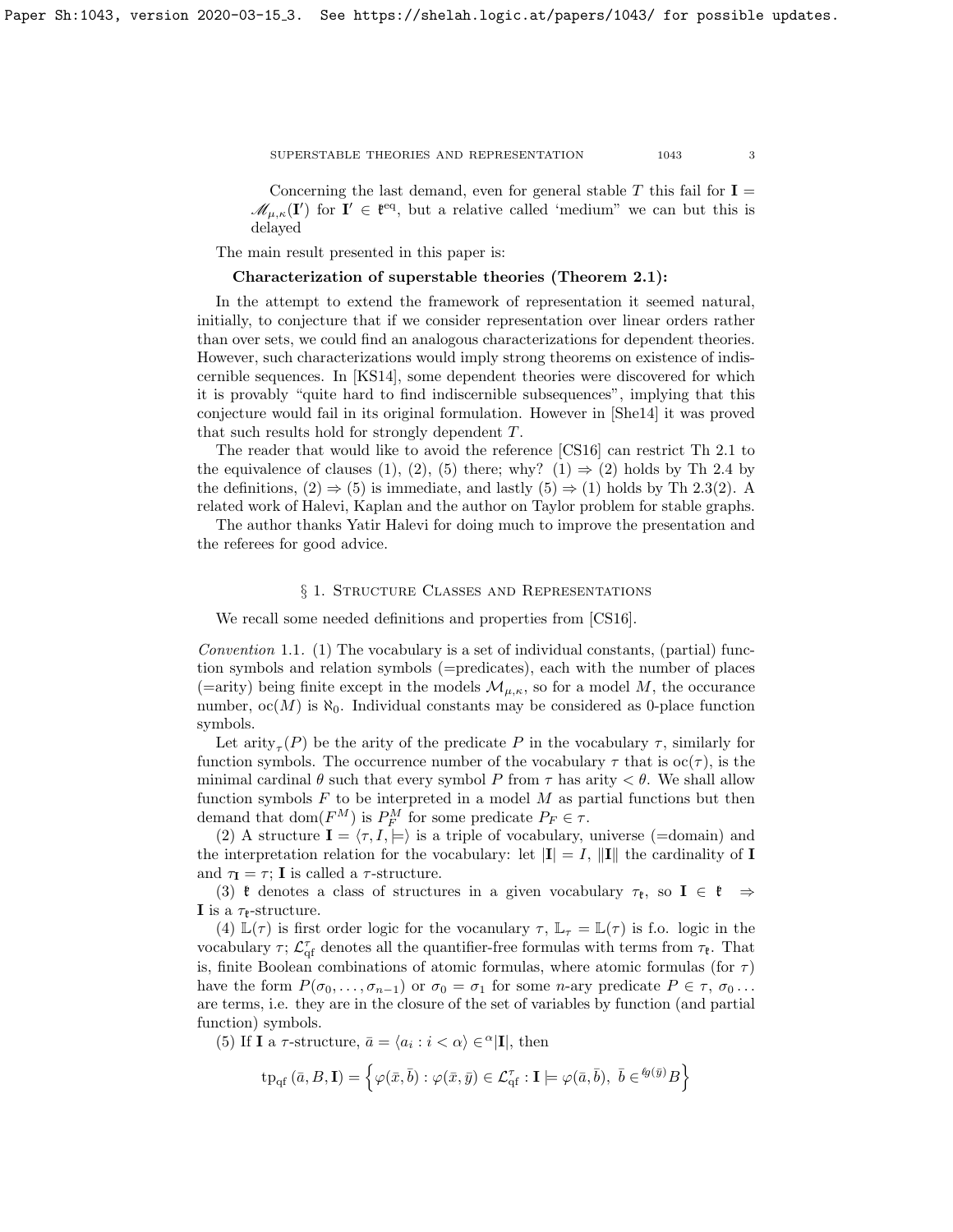Concerning the last demand, even for general stable $T$ this fail for $\mathbf{I} = \mathscr{M}_{\mu,\kappa}(\mathbf{I}')$ for $\mathbf{I}' \in \mathfrak{k}^{\rm eq}$, but a relative called 'medium" we can but this is delayed

The main result presented in this paper is:

**Characterization of superstable theories (Theorem 2.1):**

In the attempt to extend the framework of representation it seemed natural, initially, to conjecture that if we consider representation over linear orders rather than over sets, we could find an analogous characterizations for dependent theories. However, such characterizations would imply strong theorems on existence of indiscernible sequences. In [KS14], some dependent theories were discovered for which it is provably "quite hard to find indiscernible subsequences", implying that this conjecture would fail in its original formulation. However in [She14] it was proved that such results hold for strongly dependent $T$.

The reader that would like to avoid the reference [CS16] can restrict Th 2.1 to the equivalence of clauses (1), (2), (5) there; why? (1) $\Rightarrow$ (2) holds by Th 2.4 by the definitions, (2) $\Rightarrow$ (5) is immediate, and lastly (5) $\Rightarrow$ (1) holds by Th 2.3(2). A related work of Halevi, Kaplan and the author on Taylor problem for stable graphs.

The author thanks Yatir Halevi for doing much to improve the presentation and the referees for good advice.

## § 1. Structure Classes and Representations

We recall some needed definitions and properties from [CS16].

*Convention* 1.1. (1) The vocabulary is a set of individual constants, (partial) function symbols and relation symbols (=predicates), each with the number of places (=arity) being finite except in the models $\mathcal{M}_{\mu,\kappa}$, so for a model $M$, the occurance number, $\mathrm{oc}(M)$ is $\aleph_0$. Individual constants may be considered as 0-place function symbols.

Let $\mathrm{arity}_\tau(P)$ be the arity of the predicate $P$ in the vocabulary $\tau$, similarly for function symbols. The occurrence number of the vocabulary $\tau$ that is $\mathrm{oc}(\tau)$, is the minimal cardinal $\theta$ such that every symbol $P$ from $\tau$ has arity $< \theta$. We shall allow function symbols $F$ to be interpreted in a model $M$ as partial functions but then demand that $\mathrm{dom}(F^M)$ is $P^M_F$ for some predicate $P_F \in \tau$.

(2) A structure $\mathbf{I} = \langle \tau, I, \models \rangle$ is a triple of vocabulary, universe (=domain) and the interpretation relation for the vocabulary: let $|\mathbf{I}| = I$, $\|\mathbf{I}\|$ the cardinality of $\mathbf{I}$ and $\tau_{\mathbf{I}} = \tau$; $\mathbf{I}$ is called a $\tau$-structure.

(3) $\mathfrak{k}$ denotes a class of structures in a given vocabulary $\tau_{\mathfrak{k}}$, so $\mathbf{I} \in \mathfrak{k} \Rightarrow \mathbf{I}$ is a $\tau_{\mathfrak{k}}$-structure.

(4) $\mathbb{L}(\tau)$ is first order logic for the vocanulary $\tau$, $\mathbb{L}_\tau = \mathbb{L}(\tau)$ is f.o. logic in the vocabulary $\tau$; $\mathcal{L}^\tau_{\rm qf}$ denotes all the quantifier-free formulas with terms from $\tau_{\mathfrak{k}}$. That is, finite Boolean combinations of atomic formulas, where atomic formulas (for $\tau$) have the form $P(\sigma_0, \ldots, \sigma_{n-1})$ or $\sigma_0 = \sigma_1$ for some $n$-ary predicate $P \in \tau$, $\sigma_0 \ldots$ are terms, i.e. they are in the closure of the set of variables by function (and partial function) symbols.

(5) If $\mathbf{I}$ a $\tau$-structure, $\bar{a} = \langle a_i : i < \alpha \rangle \in {}^\alpha|\mathbf{I}|$, then

$$\mathrm{tp}_{\rm qf}(\bar{a}, B, \mathbf{I}) = \left\{ \varphi(\bar{x}, \bar{b}) : \varphi(\bar{x}, \bar{y}) \in \mathcal{L}^\tau_{\rm qf} : \mathbf{I} \models \varphi(\bar{a}, \bar{b}),\ \bar{b} \in {}^{\ell g(\bar{y})}B \right\}$$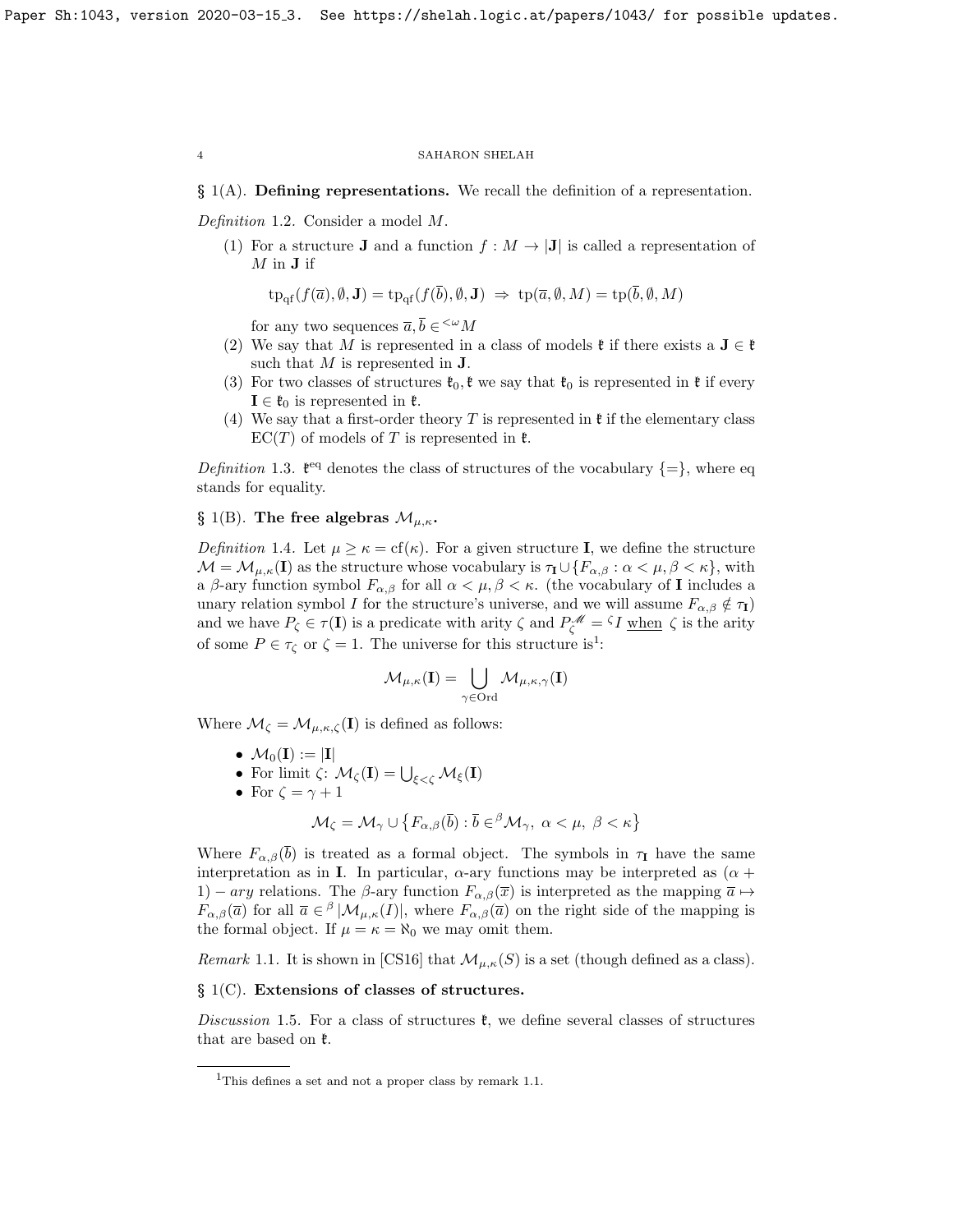## § 1(A). **Defining representations.**

We recall the definition of a representation.

*Definition* 1.2. Consider a model $M$.

1. For a structure $\mathbf{J}$ and a function $f : M \to |\mathbf{J}|$ is called a representation of $M$ in $\mathbf{J}$ if

$$\mathrm{tp}_{\mathrm{qf}}(f(\overline{a}), \emptyset, \mathbf{J}) = \mathrm{tp}_{\mathrm{qf}}(f(\overline{b}), \emptyset, \mathbf{J}) \;\Rightarrow\; \mathrm{tp}(\overline{a}, \emptyset, M) = \mathrm{tp}(\overline{b}, \emptyset, M)$$

   for any two sequences $\overline{a}, \overline{b} \in {}^{<\omega}M$
2. We say that $M$ is represented in a class of models $\mathfrak{k}$ if there exists a $\mathbf{J} \in \mathfrak{k}$ such that $M$ is represented in $\mathbf{J}$.
3. For two classes of structures $\mathfrak{k}_0, \mathfrak{k}$ we say that $\mathfrak{k}_0$ is represented in $\mathfrak{k}$ if every $\mathbf{I} \in \mathfrak{k}_0$ is represented in $\mathfrak{k}$.
4. We say that a first-order theory $T$ is represented in $\mathfrak{k}$ if the elementary class $\mathrm{EC}(T)$ of models of $T$ is represented in $\mathfrak{k}$.

*Definition* 1.3. $\mathfrak{k}^{\mathrm{eq}}$ denotes the class of structures of the vocabulary $\{=\}$, where eq stands for equality.

## § 1(B). **The free algebras $\mathcal{M}_{\mu,\kappa}$.**

*Definition* 1.4. Let $\mu \geq \kappa = \mathrm{cf}(\kappa)$. For a given structure $\mathbf{I}$, we define the structure $\mathcal{M} = \mathcal{M}_{\mu,\kappa}(\mathbf{I})$ as the structure whose vocabulary is $\tau_{\mathbf{I}} \cup \{F_{\alpha,\beta} : \alpha < \mu, \beta < \kappa\}$, with a $\beta$-ary function symbol $F_{\alpha,\beta}$ for all $\alpha < \mu, \beta < \kappa$. (the vocabulary of $\mathbf{I}$ includes a unary relation symbol $I$ for the structure's universe, and we will assume $F_{\alpha,\beta} \notin \tau_{\mathbf{I}}$) and we have $P_\zeta \in \tau(\mathbf{I})$ is a predicate with arity $\zeta$ and $P_\zeta^{\mathscr{M}} = {}^\zeta I$ <u>when</u> $\zeta$ is the arity of some $P \in \tau_\zeta$ or $\zeta = 1$. The universe for this structure is[1]:

$$\mathcal{M}_{\mu,\kappa}(\mathbf{I}) = \bigcup_{\gamma \in \mathrm{Ord}} \mathcal{M}_{\mu,\kappa,\gamma}(\mathbf{I})$$

Where $\mathcal{M}_\zeta = \mathcal{M}_{\mu,\kappa,\zeta}(\mathbf{I})$ is defined as follows:

- $\mathcal{M}_0(\mathbf{I}) := |\mathbf{I}|$
- For limit $\zeta$: $\mathcal{M}_\zeta(\mathbf{I}) = \bigcup_{\xi<\zeta} \mathcal{M}_\xi(\mathbf{I})$
- For $\zeta = \gamma + 1$

$$\mathcal{M}_\zeta = \mathcal{M}_\gamma \cup \left\{ F_{\alpha,\beta}(\overline{b}) : \overline{b} \in {}^\beta\mathcal{M}_\gamma,\ \alpha < \mu,\ \beta < \kappa \right\}$$

Where $F_{\alpha,\beta}(\overline{b})$ is treated as a formal object. The symbols in $\tau_{\mathbf{I}}$ have the same interpretation as in $\mathbf{I}$. In particular, $\alpha$-ary functions may be interpreted as $(\alpha + 1) - ary$ relations. The $\beta$-ary function $F_{\alpha,\beta}(\overline{x})$ is interpreted as the mapping $\overline{a} \mapsto F_{\alpha,\beta}(\overline{a})$ for all $\overline{a} \in {}^\beta |\mathcal{M}_{\mu,\kappa}(I)|$, where $F_{\alpha,\beta}(\overline{a})$ on the right side of the mapping is the formal object. If $\mu = \kappa = \aleph_0$ we may omit them.

*Remark* 1.1. It is shown in [CS16] that $\mathcal{M}_{\mu,\kappa}(S)$ is a set (though defined as a class).

## § 1(C). **Extensions of classes of structures.**

*Discussion* 1.5. For a class of structures $\mathfrak{k}$, we define several classes of structures that are based on $\mathfrak{k}$.

[1] This defines a set and not a proper class by remark 1.1.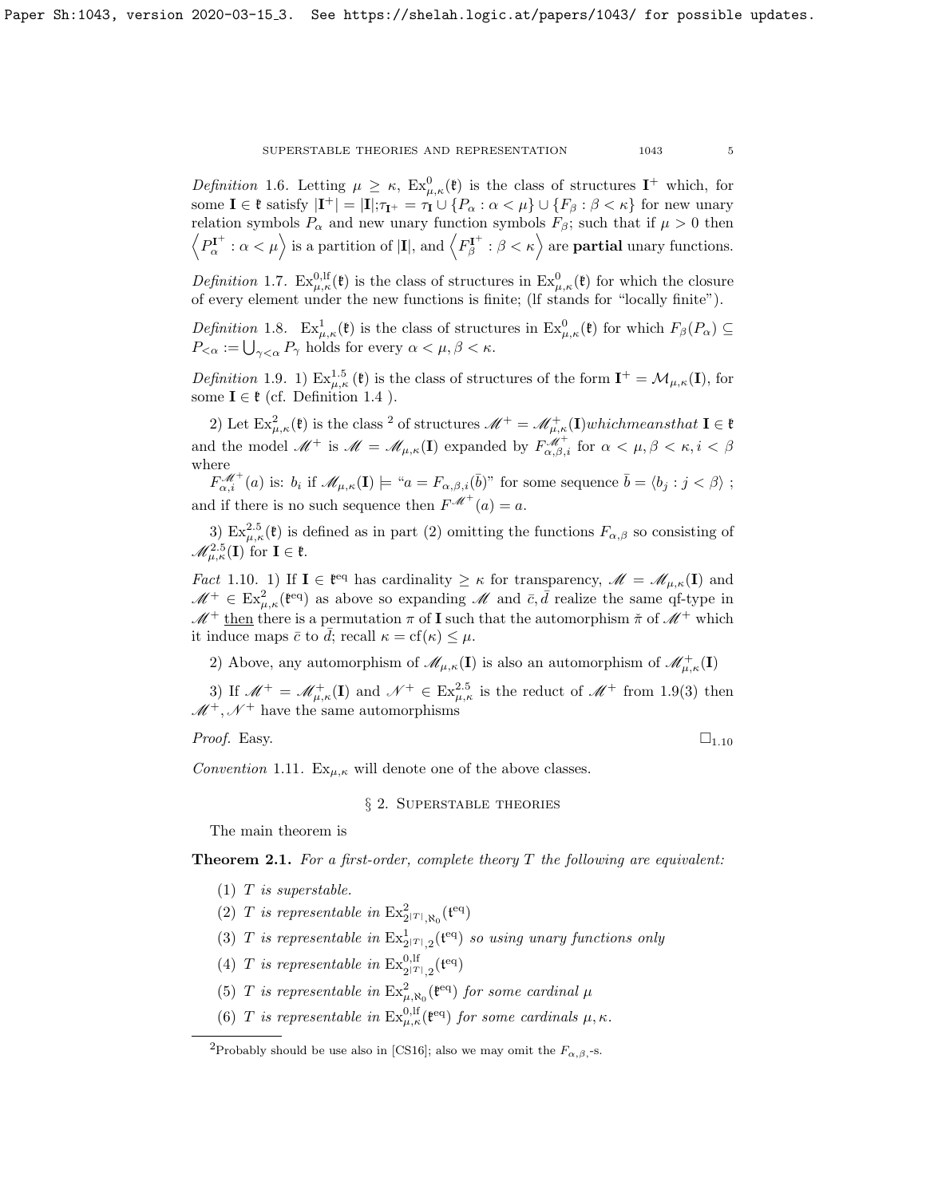*Definition* 1.6. Letting $\mu \geq \kappa$, $\mathrm{Ex}^0_{\mu,\kappa}(\mathfrak{k})$ is the class of structures $\mathbf{I}^+$ which, for some $\mathbf{I} \in \mathfrak{k}$ satisfy $|\mathbf{I}^+| = |\mathbf{I}|; \tau_{\mathbf{I}^+} = \tau_{\mathbf{I}} \cup \{P_\alpha : \alpha < \mu\} \cup \{F_\beta : \beta < \kappa\}$ for new unary relation symbols $P_\alpha$ and new unary function symbols $F_\beta$; such that if $\mu > 0$ then $\left\langle P^{\mathbf{I}^+}_\alpha : \alpha < \mu \right\rangle$ is a partition of $|\mathbf{I}|$, and $\left\langle F^{\mathbf{I}^+}_\beta : \beta < \kappa \right\rangle$ are **partial** unary functions.

*Definition* 1.7. $\mathrm{Ex}^{0,\mathrm{lf}}_{\mu,\kappa}(\mathfrak{k})$ is the class of structures in $\mathrm{Ex}^0_{\mu,\kappa}(\mathfrak{k})$ for which the closure of every element under the new functions is finite; (lf stands for "locally finite").

*Definition* 1.8. $\mathrm{Ex}^1_{\mu,\kappa}(\mathfrak{k})$ is the class of structures in $\mathrm{Ex}^0_{\mu,\kappa}(\mathfrak{k})$ for which $F_\beta(P_\alpha) \subseteq P_{<\alpha} := \bigcup_{\gamma<\alpha} P_\gamma$ holds for every $\alpha < \mu, \beta < \kappa$.

*Definition* 1.9. 1) $\mathrm{Ex}^{1.5}_{\mu,\kappa}(\mathfrak{k})$ is the class of structures of the form $\mathbf{I}^+ = \mathcal{M}_{\mu,\kappa}(\mathbf{I})$, for some $\mathbf{I} \in \mathfrak{k}$ (cf. Definition 1.4 ).

2) Let $\mathrm{Ex}^2_{\mu,\kappa}(\mathfrak{k})$ is the class [2] of structures $\mathscr{M}^+ = \mathscr{M}^+_{\mu,\kappa}(\mathbf{I}) whichmeansthat$ $\mathbf{I} \in \mathfrak{k}$ and the model $\mathscr{M}^+$ is $\mathscr{M} = \mathscr{M}_{\mu,\kappa}(\mathbf{I})$ expanded by $F^{\mathscr{M}^+}_{\alpha,\beta,i}$ for $\alpha < \mu, \beta < \kappa, i < \beta$ where

$F^{\mathscr{M}^+}_{\alpha,i}(a)$ is: $b_i$ if $\mathscr{M}_{\mu,\kappa}(\mathbf{I}) \models$ "$a = F_{\alpha,\beta,i}(\bar{b})$" for some sequence $\bar{b} = \langle b_j : j < \beta \rangle$ ; and if there is no such sequence then $F^{\mathscr{M}^+}(a) = a$.

3) $\mathrm{Ex}^{2.5}_{\mu,\kappa}(\mathfrak{k})$ is defined as in part (2) omitting the functions $F_{\alpha,\beta}$ so consisting of $\mathscr{M}^{2.5}_{\mu,\kappa}(\mathbf{I})$ for $\mathbf{I} \in \mathfrak{k}$.

*Fact* 1.10. 1) If $\mathbf{I} \in \mathfrak{k}^{\mathrm{eq}}$ has cardinality $\geq \kappa$ for transparency, $\mathscr{M} = \mathscr{M}_{\mu,\kappa}(\mathbf{I})$ and $\mathscr{M}^+ \in \mathrm{Ex}^2_{\mu,\kappa}(\mathfrak{k}^{\mathrm{eq}})$ as above so expanding $\mathscr{M}$ and $\bar{c}, \bar{d}$ realize the same qf-type in $\mathscr{M}^+$ <u>then</u> there is a permutation $\pi$ of $\mathbf{I}$ such that the automorphism $\check{\pi}$ of $\mathscr{M}^+$ which it induce maps $\bar{c}$ to $\bar{d}$; recall $\kappa = \mathrm{cf}(\kappa) \leq \mu$.

2) Above, any automorphism of $\mathscr{M}_{\mu,\kappa}(\mathbf{I})$ is also an automorphism of $\mathscr{M}^+_{\mu,\kappa}(\mathbf{I})$

3) If $\mathscr{M}^+ = \mathscr{M}^+_{\mu,\kappa}(\mathbf{I})$ and $\mathscr{N}^+ \in \mathrm{Ex}^{2.5}_{\mu,\kappa}$ is the reduct of $\mathscr{M}^+$ from 1.9(3) then $\mathscr{M}^+, \mathscr{N}^+$ have the same automorphisms

*Proof.* Easy. $\square_{1.10}$

*Convention* 1.11. $\mathrm{Ex}_{\mu,\kappa}$ will denote one of the above classes.

## § 2. Superstable theories

The main theorem is

**Theorem 2.1.** *For a first-order, complete theory $T$ the following are equivalent:*

1. *$T$ is superstable.*
2. *$T$ is representable in $\mathrm{Ex}^2_{2^{|T|},\aleph_0}(\mathfrak{k}^{\mathrm{eq}})$*
3. *$T$ is representable in $\mathrm{Ex}^1_{2^{|T|},2}(\mathfrak{k}^{\mathrm{eq}})$ so using unary functions only*
4. *$T$ is representable in $\mathrm{Ex}^{0,\mathrm{lf}}_{2^{|T|},2}(\mathfrak{k}^{\mathrm{eq}})$*
5. *$T$ is representable in $\mathrm{Ex}^2_{\mu,\aleph_0}(\mathfrak{k}^{\mathrm{eq}})$ for some cardinal $\mu$*
6. *$T$ is representable in $\mathrm{Ex}^{0,\mathrm{lf}}_{\mu,\kappa}(\mathfrak{k}^{\mathrm{eq}})$ for some cardinals $\mu, \kappa$.*

---

[2] Probably should be use also in [CS16]; also we may omit the $F_{\alpha,\beta}$,-s.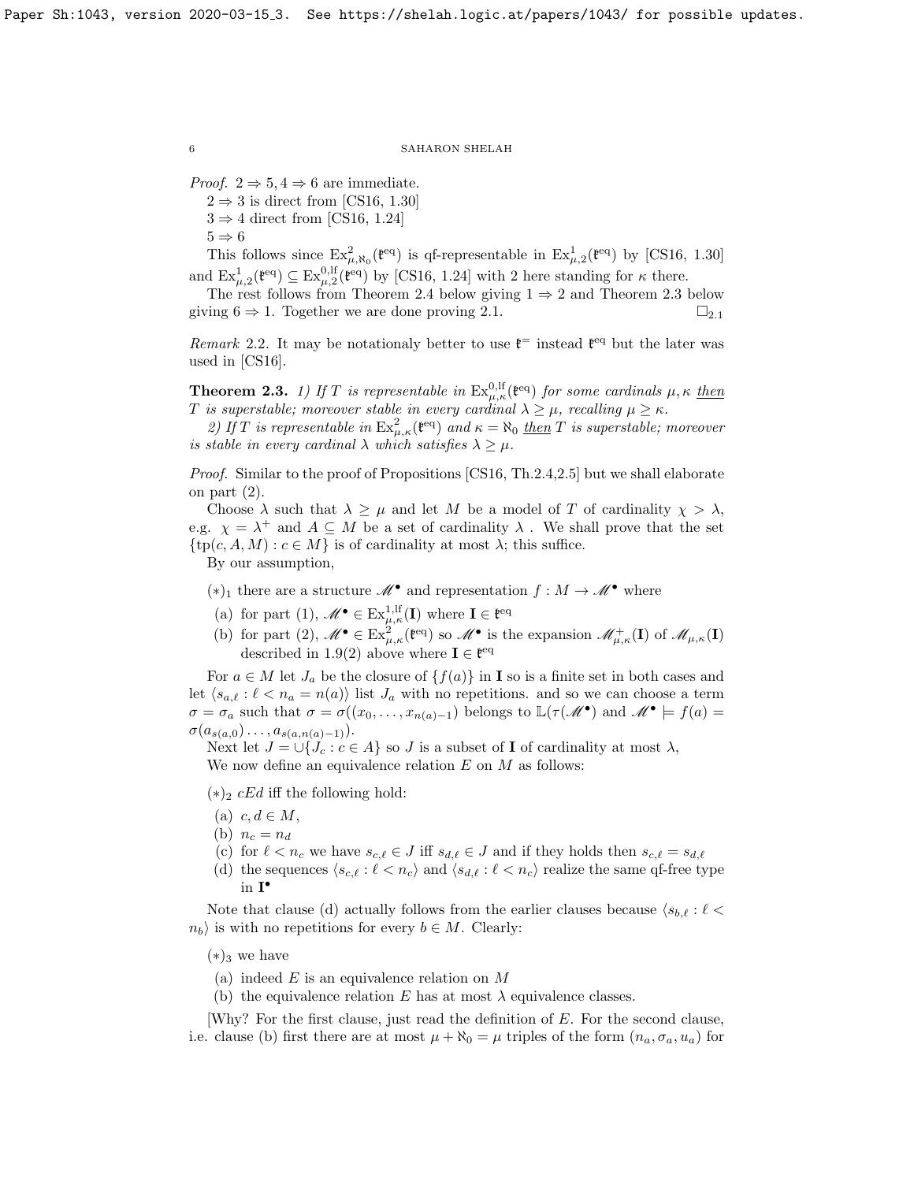*Proof.* $2 \Rightarrow 5, 4 \Rightarrow 6$ are immediate.

$2 \Rightarrow 3$ is direct from [CS16, 1.30]

$3 \Rightarrow 4$ direct from [CS16, 1.24]

$5 \Rightarrow 6$

This follows since $\mathrm{Ex}^2_{\mu,\aleph_0}(\mathfrak{k}^{\mathrm{eq}})$ is qf-representable in $\mathrm{Ex}^1_{\mu,2}(\mathfrak{k}^{\mathrm{eq}})$ by [CS16, 1.30] and $\mathrm{Ex}^1_{\mu,2}(\mathfrak{k}^{\mathrm{eq}}) \subseteq \mathrm{Ex}^{0,\mathrm{lf}}_{\mu,2}(\mathfrak{k}^{\mathrm{eq}})$ by [CS16, 1.24] with 2 here standing for $\kappa$ there.

The rest follows from Theorem 2.4 below giving $1 \Rightarrow 2$ and Theorem 2.3 below giving $6 \Rightarrow 1$. Together we are done proving 2.1. $\square_{2.1}$

*Remark* 2.2. It may be notationaly better to use $\mathfrak{k}^{=}$ instead $\mathfrak{k}^{\mathrm{eq}}$ but the later was used in [CS16].

**Theorem 2.3.** *1) If $T$ is representable in $\mathrm{Ex}^{0,\mathrm{lf}}_{\mu,\kappa}(\mathfrak{k}^{\mathrm{eq}})$ for some cardinals $\mu, \kappa$ then $T$ is superstable; moreover stable in every cardinal $\lambda \geq \mu$, recalling $\mu \geq \kappa$.*

*2) If $T$ is representable in $\mathrm{Ex}^2_{\mu,\kappa}(\mathfrak{k}^{\mathrm{eq}})$ and $\kappa = \aleph_0$ then $T$ is superstable; moreover is stable in every cardinal $\lambda$ which satisfies $\lambda \geq \mu$.*

*Proof.* Similar to the proof of Propositions [CS16, Th.2.4,2.5] but we shall elaborate on part (2).

Choose $\lambda$ such that $\lambda \geq \mu$ and let $M$ be a model of $T$ of cardinality $\chi > \lambda$, e.g. $\chi = \lambda^+$ and $A \subseteq M$ be a set of cardinality $\lambda$ . We shall prove that the set $\{\mathrm{tp}(c, A, M) : c \in M\}$ is of cardinality at most $\lambda$; this suffice.

By our assumption,

$(*)_1$ there are a structure $\mathscr{M}^\bullet$ and representation $f : M \to \mathscr{M}^\bullet$ where
- (a) for part (1), $\mathscr{M}^\bullet \in \mathrm{Ex}^{1,\mathrm{lf}}_{\mu,\kappa}(\mathbf{I})$ where $\mathbf{I} \in \mathfrak{k}^{\mathrm{eq}}$
- (b) for part (2), $\mathscr{M}^\bullet \in \mathrm{Ex}^2_{\mu,\kappa}(\mathfrak{k}^{\mathrm{eq}})$ so $\mathscr{M}^\bullet$ is the expansion $\mathscr{M}^+_{\mu,\kappa}(\mathbf{I})$ of $\mathscr{M}_{\mu,\kappa}(\mathbf{I})$ described in 1.9(2) above where $\mathbf{I} \in \mathfrak{k}^{\mathrm{eq}}$

For $a \in M$ let $J_a$ be the closure of $\{f(a)\}$ in $\mathbf{I}$ so is a finite set in both cases and let $\langle s_{a,\ell} : \ell < n_a = n(a)\rangle$ list $J_a$ with no repetitions. and so we can choose a term $\sigma = \sigma_a$ such that $\sigma = \sigma((x_0, \dots, x_{n(a)-1})$ belongs to $\mathbb{L}(\tau(\mathscr{M}^\bullet)$ and $\mathscr{M}^\bullet \models f(a) = \sigma(a_{s(a,0)} \dots, a_{s(a,n(a)-1)})$.

Next let $J = \cup\{J_c : c \in A\}$ so $J$ is a subset of $\mathbf{I}$ of cardinality at most $\lambda$,

We now define an equivalence relation $E$ on $M$ as follows:

$(*)_2$ $cEd$ iff the following hold:
- (a) $c, d \in M$,
- (b) $n_c = n_d$
- (c) for $\ell < n_c$ we have $s_{c,\ell} \in J$ iff $s_{d,\ell} \in J$ and if they holds then $s_{c,\ell} = s_{d,\ell}$
- (d) the sequences $\langle s_{c,\ell} : \ell < n_c\rangle$ and $\langle s_{d,\ell} : \ell < n_c\rangle$ realize the same qf-free type in $\mathbf{I}^\bullet$

Note that clause (d) actually follows from the earlier clauses because $\langle s_{b,\ell} : \ell < n_b\rangle$ is with no repetitions for every $b \in M$. Clearly:

$(*)_3$ we have
- (a) indeed $E$ is an equivalence relation on $M$
- (b) the equivalence relation $E$ has at most $\lambda$ equivalence classes.

[Why? For the first clause, just read the definition of $E$. For the second clause, i.e. clause (b) first there are at most $\mu + \aleph_0 = \mu$ triples of the form $(n_a, \sigma_a, u_a)$ for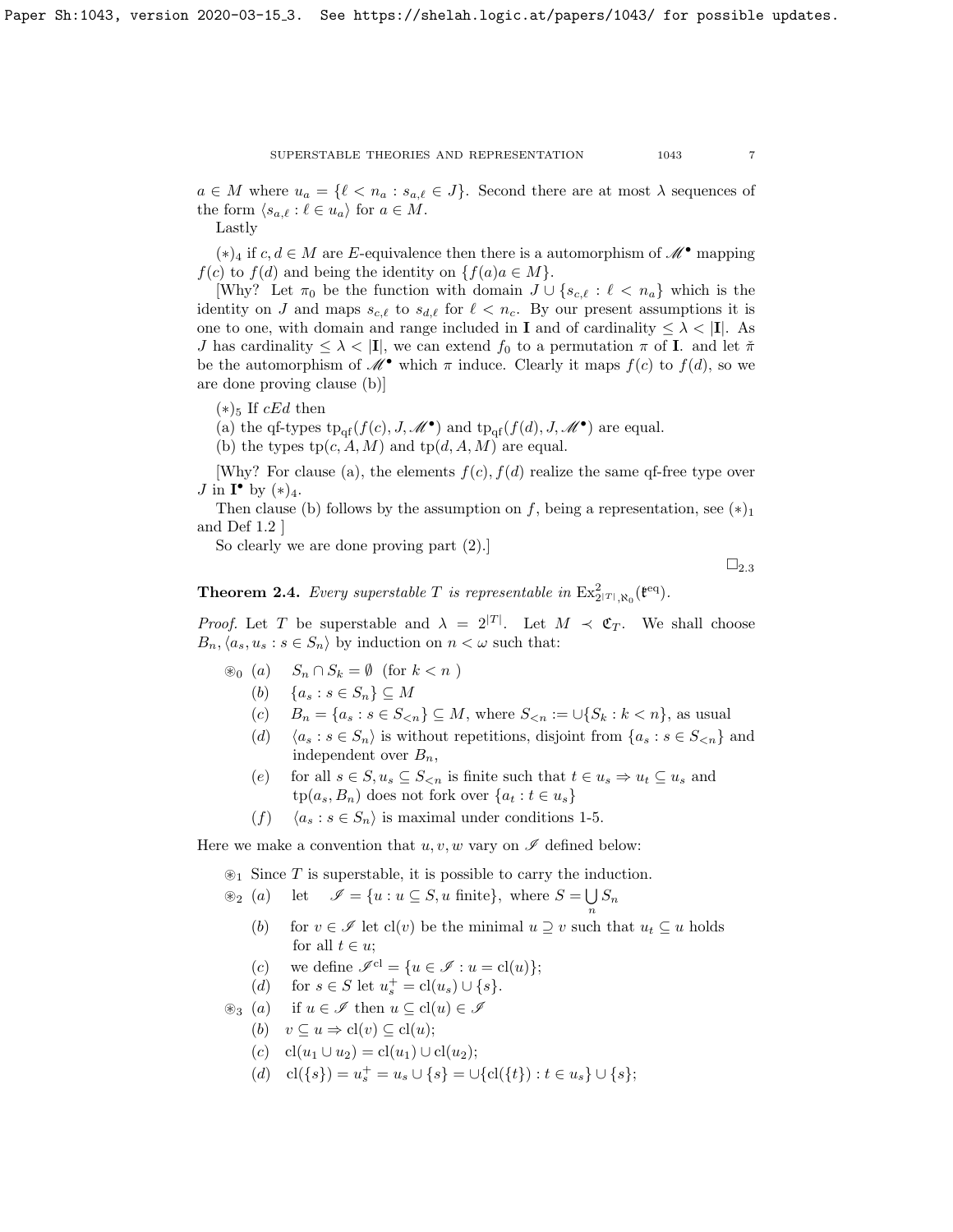$a \in M$ where $u_a = \{\ell < n_a : s_{a,\ell} \in J\}$. Second there are at most $\lambda$ sequences of the form $\langle s_{a,\ell} : \ell \in u_a \rangle$ for $a \in M$.

Lastly

$(*)_4$ if $c, d \in M$ are $E$-equivalence then there is a automorphism of $\mathscr{M}^\bullet$ mapping $f(c)$ to $f(d)$ and being the identity on $\{f(a)a \in M\}$.

[Why? Let $\pi_0$ be the function with domain $J \cup \{s_{c,\ell} : \ell < n_a\}$ which is the identity on $J$ and maps $s_{c,\ell}$ to $s_{d,\ell}$ for $\ell < n_c$. By our present assumptions it is one to one, with domain and range included in $\mathbf{I}$ and of cardinality $\leq \lambda < |\mathbf{I}|$. As $J$ has cardinality $\leq \lambda < |\mathbf{I}|$, we can extend $f_0$ to a permutation $\pi$ of $\mathbf{I}$. and let $\breve{\pi}$ be the automorphism of $\mathscr{M}^\bullet$ which $\pi$ induce. Clearly it maps $f(c)$ to $f(d)$, so we are done proving clause (b)]

$(*)_5$ If $cEd$ then

(a) the qf-types $\mathrm{tp}_{\mathrm{qf}}(f(c), J, \mathscr{M}^\bullet)$ and $\mathrm{tp}_{\mathrm{qf}}(f(d), J, \mathscr{M}^\bullet)$ are equal.

(b) the types $\mathrm{tp}(c, A, M)$ and $\mathrm{tp}(d, A, M)$ are equal.

[Why? For clause (a), the elements $f(c), f(d)$ realize the same qf-free type over $J$ in $\mathbf{I}^\bullet$ by $(*)_4$.

Then clause (b) follows by the assumption on $f$, being a representation, see $(*)_1$ and Def 1.2 ]

So clearly we are done proving part (2).]

$\square_{2.3}$

**Theorem 2.4.** *Every superstable $T$ is representable in $\mathrm{Ex}^2_{2^{|T|},\aleph_0}(\mathfrak{k}^{\mathrm{eq}})$.*

*Proof.* Let $T$ be superstable and $\lambda = 2^{|T|}$. Let $M \prec \mathfrak{C}_T$. We shall choose $B_n, \langle a_s, u_s : s \in S_n \rangle$ by induction on $n < \omega$ such that:

$\circledast_0$ (a) $S_n \cap S_k = \emptyset$ (for $k < n$ )

(b) $\{a_s : s \in S_n\} \subseteq M$

(c) $B_n = \{a_s : s \in S_{<n}\} \subseteq M$, where $S_{<n} := \cup\{S_k : k < n\}$, as usual

(d) $\langle a_s : s \in S_n \rangle$ is without repetitions, disjoint from $\{a_s : s \in S_{<n}\}$ and independent over $B_n$,

(e) for all $s \in S, u_s \subseteq S_{<n}$ is finite such that $t \in u_s \Rightarrow u_t \subseteq u_s$ and $\mathrm{tp}(a_s, B_n)$ does not fork over $\{a_t : t \in u_s\}$

(f) $\langle a_s : s \in S_n \rangle$ is maximal under conditions 1-5.

Here we make a convention that $u, v, w$ vary on $\mathscr{I}$ defined below:

$\circledast_1$ Since $T$ is superstable, it is possible to carry the induction.

$\circledast_2$ (a) let $\mathscr{I} = \{u : u \subseteq S, u \text{ finite}\}$, where $S = \bigcup_n S_n$

(b) for $v \in \mathscr{I}$ let $\mathrm{cl}(v)$ be the minimal $u \supseteq v$ such that $u_t \subseteq u$ holds for all $t \in u$;

(c) we define $\mathscr{I}^{\mathrm{cl}} = \{u \in \mathscr{I} : u = \mathrm{cl}(u)\}$;

(d) for $s \in S$ let $u_s^+ = \mathrm{cl}(u_s) \cup \{s\}$.

$\circledast_3$ (a) if $u \in \mathscr{I}$ then $u \subseteq \mathrm{cl}(u) \in \mathscr{I}$

(b) $v \subseteq u \Rightarrow \mathrm{cl}(v) \subseteq \mathrm{cl}(u)$;

(c) $\mathrm{cl}(u_1 \cup u_2) = \mathrm{cl}(u_1) \cup \mathrm{cl}(u_2)$;

(d) $\mathrm{cl}(\{s\}) = u_s^+ = u_s \cup \{s\} = \cup\{\mathrm{cl}(\{t\}) : t \in u_s\} \cup \{s\}$;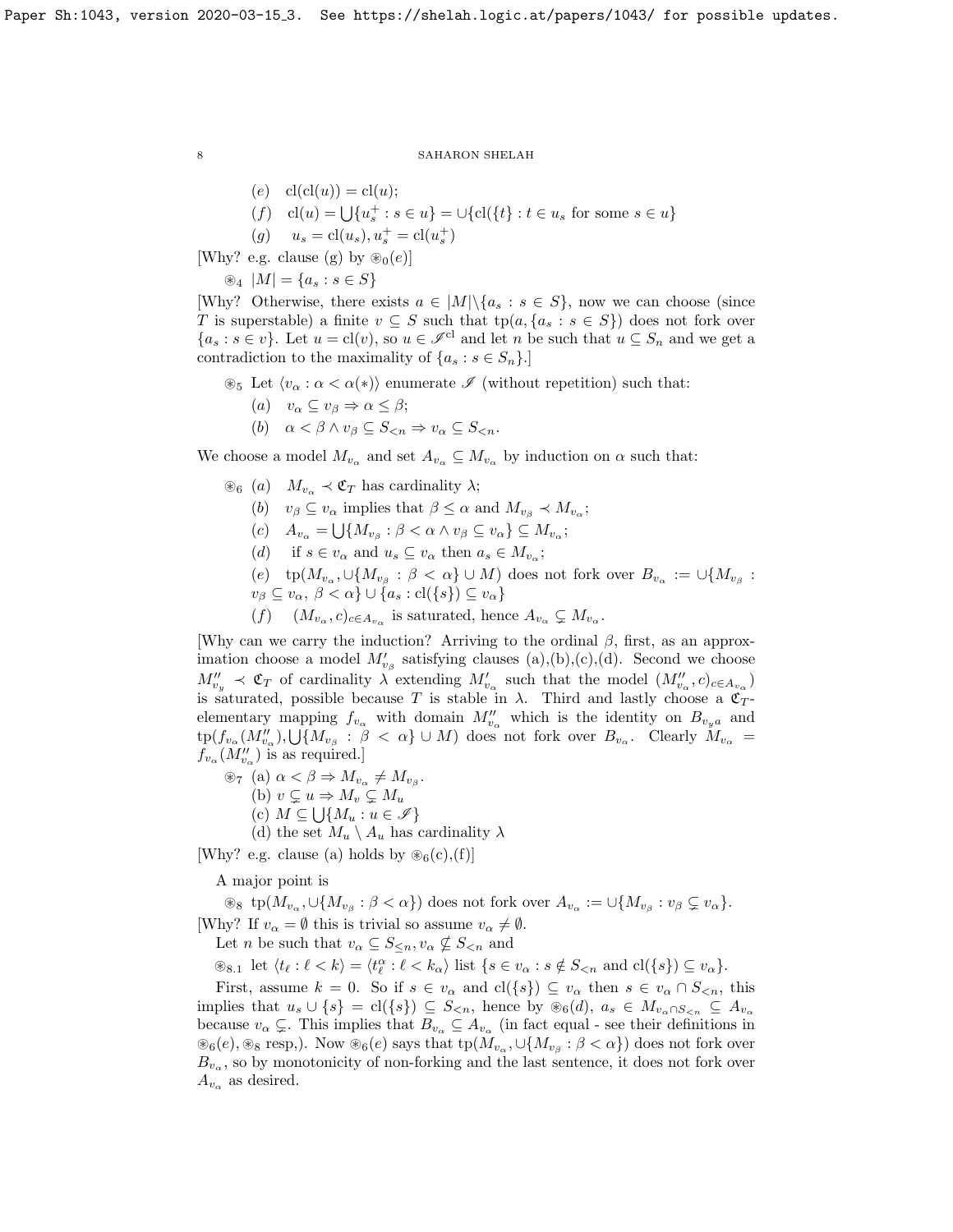(e) $\mathrm{cl}(\mathrm{cl}(u)) = \mathrm{cl}(u)$;

(f) $\mathrm{cl}(u) = \bigcup\{u_s^+ : s \in u\} = \cup\{\mathrm{cl}(\{t\} : t \in u_s \text{ for some } s \in u\}$

(g) $u_s = \mathrm{cl}(u_s), u_s^+ = \mathrm{cl}(u_s^+)$

[Why? e.g. clause (g) by $\circledast_0(e)$]

$\circledast_4$ $|M| = \{a_s : s \in S\}$

[Why? Otherwise, there exists $a \in |M| \backslash \{a_s : s \in S\}$, now we can choose (since $T$ is superstable) a finite $v \subseteq S$ such that $\mathrm{tp}(a, \{a_s : s \in S\})$ does not fork over $\{a_s : s \in v\}$. Let $u = \mathrm{cl}(v)$, so $u \in \mathscr{I}^{\mathrm{cl}}$ and let $n$ be such that $u \subseteq S_n$ and we get a contradiction to the maximality of $\{a_s : s \in S_n\}$.]

$\circledast_5$ Let $\langle v_\alpha : \alpha < \alpha(*)\rangle$ enumerate $\mathscr{I}$ (without repetition) such that:

(a) $v_\alpha \subseteq v_\beta \Rightarrow \alpha \leq \beta$;

(b) $\alpha < \beta \wedge v_\beta \subseteq S_{<n} \Rightarrow v_\alpha \subseteq S_{<n}$.

We choose a model $M_{v_\alpha}$ and set $A_{v_\alpha} \subseteq M_{v_\alpha}$ by induction on $\alpha$ such that:

$\circledast_6$ (a) $M_{v_\alpha} \prec \mathfrak{C}_T$ has cardinality $\lambda$;

(b) $v_\beta \subseteq v_\alpha$ implies that $\beta \leq \alpha$ and $M_{v_\beta} \prec M_{v_\alpha}$;

(c) $A_{v_\alpha} = \bigcup\{M_{v_\beta} : \beta < \alpha \wedge v_\beta \subseteq v_\alpha\} \subseteq M_{v_\alpha}$;

(d) if $s \in v_\alpha$ and $u_s \subseteq v_\alpha$ then $a_s \in M_{v_\alpha}$;

(e) $\mathrm{tp}(M_{v_\alpha}, \cup\{M_{v_\beta} : \beta < \alpha\} \cup M)$ does not fork over $B_{v_\alpha} := \cup\{M_{v_\beta} : v_\beta \subseteq v_\alpha, \beta < \alpha\} \cup \{a_s : \mathrm{cl}(\{s\}) \subseteq v_\alpha\}$

(f) $(M_{v_\alpha}, c)_{c \in A_{v_\alpha}}$ is saturated, hence $A_{v_\alpha} \subsetneq M_{v_\alpha}$.

[Why can we carry the induction? Arriving to the ordinal $\beta$, first, as an approximation choose a model $M'_{v_\beta}$ satisfying clauses (a),(b),(c),(d). Second we choose $M''_{v_y} \prec \mathfrak{C}_T$ of cardinality $\lambda$ extending $M'_{v_\alpha}$ such that the model $(M''_{v_\alpha}, c)_{c \in A_{v_\alpha}})$ is saturated, possible because $T$ is stable in $\lambda$. Third and lastly choose a $\mathfrak{C}_T$-elementary mapping $f_{v_\alpha}$ with domain $M''_{v_\alpha}$ which is the identity on $B_{v_y a}$ and $\mathrm{tp}(f_{v_\alpha}(M''_{v_\alpha}), \bigcup\{M_{v_\beta} : \beta < \alpha\} \cup M)$ does not fork over $B_{v_\alpha}$. Clearly $M_{v_\alpha} = f_{v_\alpha}(M''_{v_\alpha})$ is as required.]

$\circledast_7$ (a) $\alpha < \beta \Rightarrow M_{v_\alpha} \neq M_{v_\beta}$.

(b) $v \subsetneq u \Rightarrow M_v \subsetneq M_u$

(c) $M \subseteq \bigcup\{M_u : u \in \mathscr{I}\}$

(d) the set $M_u \setminus A_u$ has cardinality $\lambda$

[Why? e.g. clause (a) holds by $\circledast_6$(c),(f)]

A major point is

$\circledast_8$ $\mathrm{tp}(M_{v_\alpha}, \cup\{M_{v_\beta} : \beta < \alpha\})$ does not fork over $A_{v_\alpha} := \cup\{M_{v_\beta} : v_\beta \subsetneq v_\alpha\}$.

[Why? If $v_\alpha = \emptyset$ this is trivial so assume $v_\alpha \neq \emptyset$.

Let $n$ be such that $v_\alpha \subseteq S_{\leq n}, v_\alpha \nsubseteq S_{<n}$ and

$\circledast_{8.1}$ let $\langle t_\ell : \ell < k\rangle = \langle t_\ell^\alpha : \ell < k_\alpha\rangle$ list $\{s \in v_\alpha : s \notin S_{<n} \text{ and } \mathrm{cl}(\{s\}) \subseteq v_\alpha\}$.

First, assume $k = 0$. So if $s \in v_\alpha$ and $\mathrm{cl}(\{s\}) \subseteq v_\alpha$ then $s \in v_\alpha \cap S_{<n}$, this implies that $u_s \cup \{s\} = \mathrm{cl}(\{s\}) \subseteq S_{<n}$, hence by $\circledast_6(d)$, $a_s \in M_{v_\alpha \cap S_{<n}} \subseteq A_{v_\alpha}$ because $v_\alpha \subsetneq$. This implies that $B_{v_\alpha} \subseteq A_{v_\alpha}$ (in fact equal - see their definitions in $\circledast_6(e), \circledast_8$ resp,). Now $\circledast_6(e)$ says that $\mathrm{tp}(M_{v_\alpha}, \cup\{M_{v_\beta} : \beta < \alpha\})$ does not fork over $B_{v_\alpha}$, so by monotonicity of non-forking and the last sentence, it does not fork over $A_{v_\alpha}$ as desired.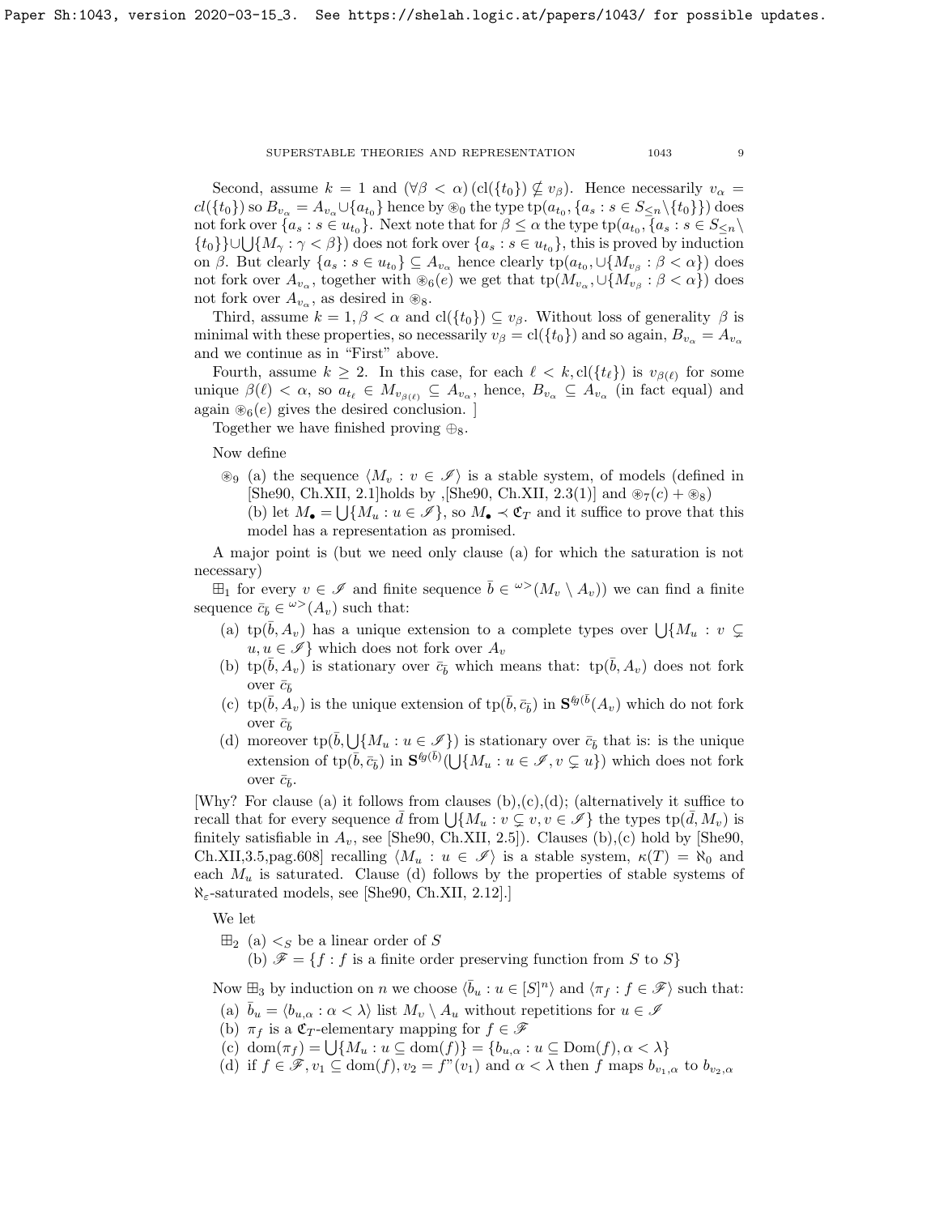Second, assume $k = 1$ and $(\forall \beta < \alpha)\,(\mathrm{cl}(\{t_0\}) \nsubseteq v_\beta)$. Hence necessarily $v_\alpha = cl(\{t_0\})$ so $B_{v_\alpha} = A_{v_\alpha} \cup \{a_{t_0}\}$ hence by $\circledast_0$ the type $\mathrm{tp}(a_{t_0}, \{a_s : s \in S_{\le n} \setminus \{t_0\}\})$ does not fork over $\{a_s : s \in u_{t_0}\}$. Next note that for $\beta \le \alpha$ the type $\mathrm{tp}(a_{t_0}, \{a_s : s \in S_{\le n} \setminus \{t_0\}\} \cup \bigcup \{M_\gamma : \gamma < \beta\})$ does not fork over $\{a_s : s \in u_{t_0}\}$, this is proved by induction on $\beta$. But clearly $\{a_s : s \in u_{t_0}\} \subseteq A_{v_\alpha}$ hence clearly $\mathrm{tp}(a_{t_0}, \cup\{M_{v_\beta} : \beta < \alpha\})$ does not fork over $A_{v_\alpha}$, together with $\circledast_6(e)$ we get that $\mathrm{tp}(M_{v_\alpha}, \cup\{M_{v_\beta} : \beta < \alpha\})$ does not fork over $A_{v_\alpha}$, as desired in $\circledast_8$.

Third, assume $k = 1, \beta < \alpha$ and $\mathrm{cl}(\{t_0\}) \subseteq v_\beta$. Without loss of generality $\beta$ is minimal with these properties, so necessarily $v_\beta = \mathrm{cl}(\{t_0\})$ and so again, $B_{v_\alpha} = A_{v_\alpha}$ and we continue as in "First" above.

Fourth, assume $k \ge 2$. In this case, for each $\ell < k, \mathrm{cl}(\{t_\ell\})$ is $v_{\beta(\ell)}$ for some unique $\beta(\ell) < \alpha$, so $a_{t_\ell} \in M_{v_{\beta(\ell)}} \subseteq A_{v_\alpha}$, hence, $B_{v_\alpha} \subseteq A_{v_\alpha}$ (in fact equal) and again $\circledast_6(e)$ gives the desired conclusion. ]

Together we have finished proving $\oplus_8$.

Now define

$\circledast_9$ (a) the sequence $\langle M_v : v \in \mathscr{I} \rangle$ is a stable system, of models (defined in [She90, Ch.XII, 2.1]holds by ,[She90, Ch.XII, 2.3(1)] and $\circledast_7(c) + \circledast_8$)
(b) let $M_\bullet = \bigcup\{M_u : u \in \mathscr{I}\}$, so $M_\bullet \prec \mathfrak{C}_T$ and it suffice to prove that this model has a representation as promised.

A major point is (but we need only clause (a) for which the saturation is not necessary)

$\boxplus_1$ for every $v \in \mathscr{I}$ and finite sequence $\bar{b} \in {}^{\omega>}(M_v \setminus A_v))$ we can find a finite sequence $\bar{c}_{\bar{b}} \in {}^{\omega>}(A_v)$ such that:

(a) $\mathrm{tp}(\bar{b}, A_v)$ has a unique extension to a complete types over $\bigcup\{M_u : v \subsetneq u, u \in \mathscr{I}\}$ which does not fork over $A_v$
(b) $\mathrm{tp}(\bar{b}, A_v)$ is stationary over $\bar{c}_{\bar{b}}$ which means that: $\mathrm{tp}(\bar{b}, A_v)$ does not fork over $\bar{c}_{\bar{b}}$
(c) $\mathrm{tp}(\bar{b}, A_v)$ is the unique extension of $\mathrm{tp}(\bar{b}, \bar{c}_{\bar{b}})$ in $\mathbf{S}^{\ell g(\bar{b})}(A_v)$ which do not fork over $\bar{c}_{\bar{b}}$
(d) moreover $\mathrm{tp}(\bar{b}, \bigcup\{M_u : u \in \mathscr{I}\})$ is stationary over $\bar{c}_{\bar{b}}$ that is: is the unique extension of $\mathrm{tp}(\bar{b}, \bar{c}_{\bar{b}})$ in $\mathbf{S}^{\ell g(\bar{b})}(\bigcup\{M_u : u \in \mathscr{I}, v \subsetneq u\})$ which does not fork over $\bar{c}_{\bar{b}}$.

[Why? For clause (a) it follows from clauses (b),(c),(d); (alternatively it suffice to recall that for every sequence $\bar{d}$ from $\bigcup\{M_u : v \subsetneq v, v \in \mathscr{I}\}$ the types $\mathrm{tp}(\bar{d}, M_v)$ is finitely satisfiable in $A_v$, see [She90, Ch.XII, 2.5]). Clauses (b),(c) hold by [She90, Ch.XII,3.5,pag.608] recalling $\langle M_u : u \in \mathscr{I} \rangle$ is a stable system, $\kappa(T) = \aleph_0$ and each $M_u$ is saturated. Clause (d) follows by the properties of stable systems of $\aleph_\varepsilon$-saturated models, see [She90, Ch.XII, 2.12].]

We let

$\boxplus_2$ (a) $<_S$ be a linear order of $S$
(b) $\mathscr{F} = \{f : f$ is a finite order preserving function from $S$ to $S\}$

Now $\boxplus_3$ by induction on $n$ we choose $\langle \bar{b}_u : u \in [S]^n \rangle$ and $\langle \pi_f : f \in \mathscr{F} \rangle$ such that:

(a) $\bar{b}_u = \langle b_{u,\alpha} : \alpha < \lambda \rangle$ list $M_v \setminus A_u$ without repetitions for $u \in \mathscr{I}$
(b) $\pi_f$ is a $\mathfrak{C}_T$-elementary mapping for $f \in \mathscr{F}$
(c) $\mathrm{dom}(\pi_f) = \bigcup\{M_u : u \subseteq \mathrm{dom}(f)\} = \{b_{u,\alpha} : u \subseteq \mathrm{Dom}(f), \alpha < \lambda\}$
(d) if $f \in \mathscr{F}, v_1 \subseteq \mathrm{dom}(f), v_2 = f``(v_1)$ and $\alpha < \lambda$ then $f$ maps $b_{v_1,\alpha}$ to $b_{v_2,\alpha}$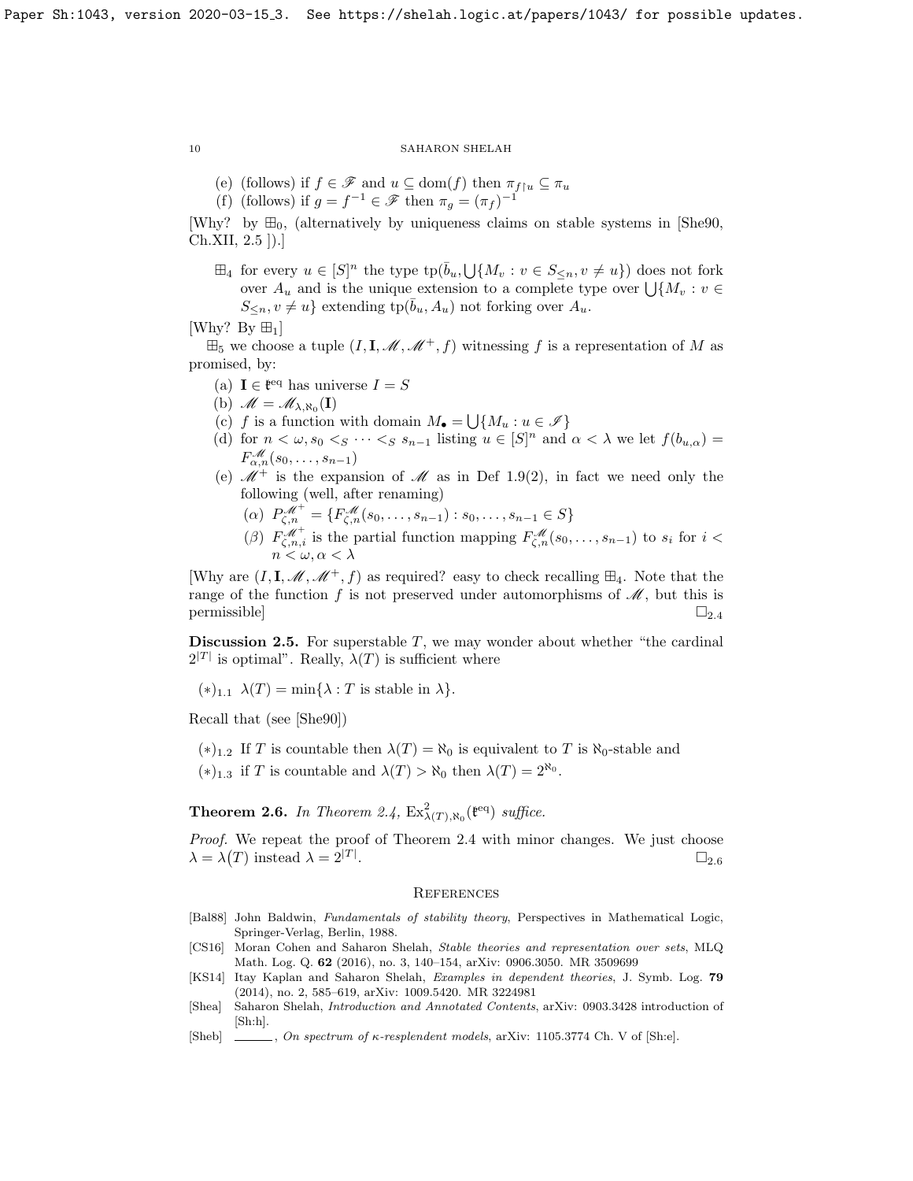(e) (follows) if $f \in \mathscr{F}$ and $u \subseteq \mathrm{dom}(f)$ then $\pi_{f \restriction u} \subseteq \pi_u$

(f) (follows) if $g = f^{-1} \in \mathscr{F}$ then $\pi_g = (\pi_f)^{-1}$

[Why? by $\boxplus_0$, (alternatively by uniqueness claims on stable systems in [She90, Ch.XII, 2.5 ]).]

$\boxplus_4$ for every $u \in [S]^n$ the type $\mathrm{tp}(\bar{b}_u, \bigcup\{M_v : v \in S_{\leq n}, v \neq u\})$ does not fork over $A_u$ and is the unique extension to a complete type over $\bigcup\{M_v : v \in S_{\leq n}, v \neq u\}$ extending $\mathrm{tp}(\bar{b}_u, A_u)$ not forking over $A_u$.

[Why? By $\boxplus_1$]

$\boxplus_5$ we choose a tuple $(I, \mathbf{I}, \mathscr{M}, \mathscr{M}^+, f)$ witnessing $f$ is a representation of $M$ as promised, by:

(a) $\mathbf{I} \in \mathfrak{k}^{\mathrm{eq}}$ has universe $I = S$

(b) $\mathscr{M} = \mathscr{M}_{\lambda, \aleph_0}(\mathbf{I})$

(c) $f$ is a function with domain $M_\bullet = \bigcup\{M_u : u \in \mathscr{I}\}$

(d) for $n < \omega, s_0 <_S \dots <_S s_{n-1}$ listing $u \in [S]^n$ and $\alpha < \lambda$ we let $f(b_{u,\alpha}) = F^{\mathscr{M}}_{\alpha,n}(s_0, \dots, s_{n-1})$

(e) $\mathscr{M}^+$ is the expansion of $\mathscr{M}$ as in Def 1.9(2), in fact we need only the following (well, after renaming)

($\alpha$) $P^{\mathscr{M}^+}_{\zeta,n} = \{F^{\mathscr{M}}_{\zeta,n}(s_0, \dots, s_{n-1}) : s_0, \dots, s_{n-1} \in S\}$

($\beta$) $F^{\mathscr{M}^+}_{\zeta,n,i}$ is the partial function mapping $F^{\mathscr{M}}_{\zeta,n}(s_0, \dots, s_{n-1})$ to $s_i$ for $i < n < \omega, \alpha < \lambda$

[Why are $(I, \mathbf{I}, \mathscr{M}, \mathscr{M}^+, f)$ as required? easy to check recalling $\boxplus_4$. Note that the range of the function $f$ is not preserved under automorphisms of $\mathscr{M}$, but this is permissible] $\square_{2.4}$

**Discussion 2.5.** For superstable $T$, we may wonder about whether "the cardinal $2^{|T|}$ is optimal". Really, $\lambda(T)$ is sufficient where

$(*)_{1.1}$ $\lambda(T) = \min\{\lambda : T \text{ is stable in } \lambda\}$.

Recall that (see [She90])

$(*)_{1.2}$ If $T$ is countable then $\lambda(T) = \aleph_0$ is equivalent to $T$ is $\aleph_0$-stable and

$(*)_{1.3}$ if $T$ is countable and $\lambda(T) > \aleph_0$ then $\lambda(T) = 2^{\aleph_0}$.

**Theorem 2.6.** *In Theorem 2.4,* $\mathrm{Ex}^2_{\lambda(T),\aleph_0}(\mathfrak{k}^{\mathrm{eq}})$ *suffice.*

*Proof.* We repeat the proof of Theorem 2.4 with minor changes. We just choose $\lambda = \lambda(T)$ instead $\lambda = 2^{|T|}$. $\square_{2.6}$

## References

[Bal88] John Baldwin, *Fundamentals of stability theory*, Perspectives in Mathematical Logic, Springer-Verlag, Berlin, 1988.

[CS16] Moran Cohen and Saharon Shelah, *Stable theories and representation over sets*, MLQ Math. Log. Q. **62** (2016), no. 3, 140–154, arXiv: 0906.3050. MR 3509699

[KS14] Itay Kaplan and Saharon Shelah, *Examples in dependent theories*, J. Symb. Log. **79** (2014), no. 2, 585–619, arXiv: 1009.5420. MR 3224981

[Shea] Saharon Shelah, *Introduction and Annotated Contents*, arXiv: 0903.3428 introduction of [Sh:h].

[Sheb] ______, *On spectrum of κ-resplendent models*, arXiv: 1105.3774 Ch. V of [Sh:e].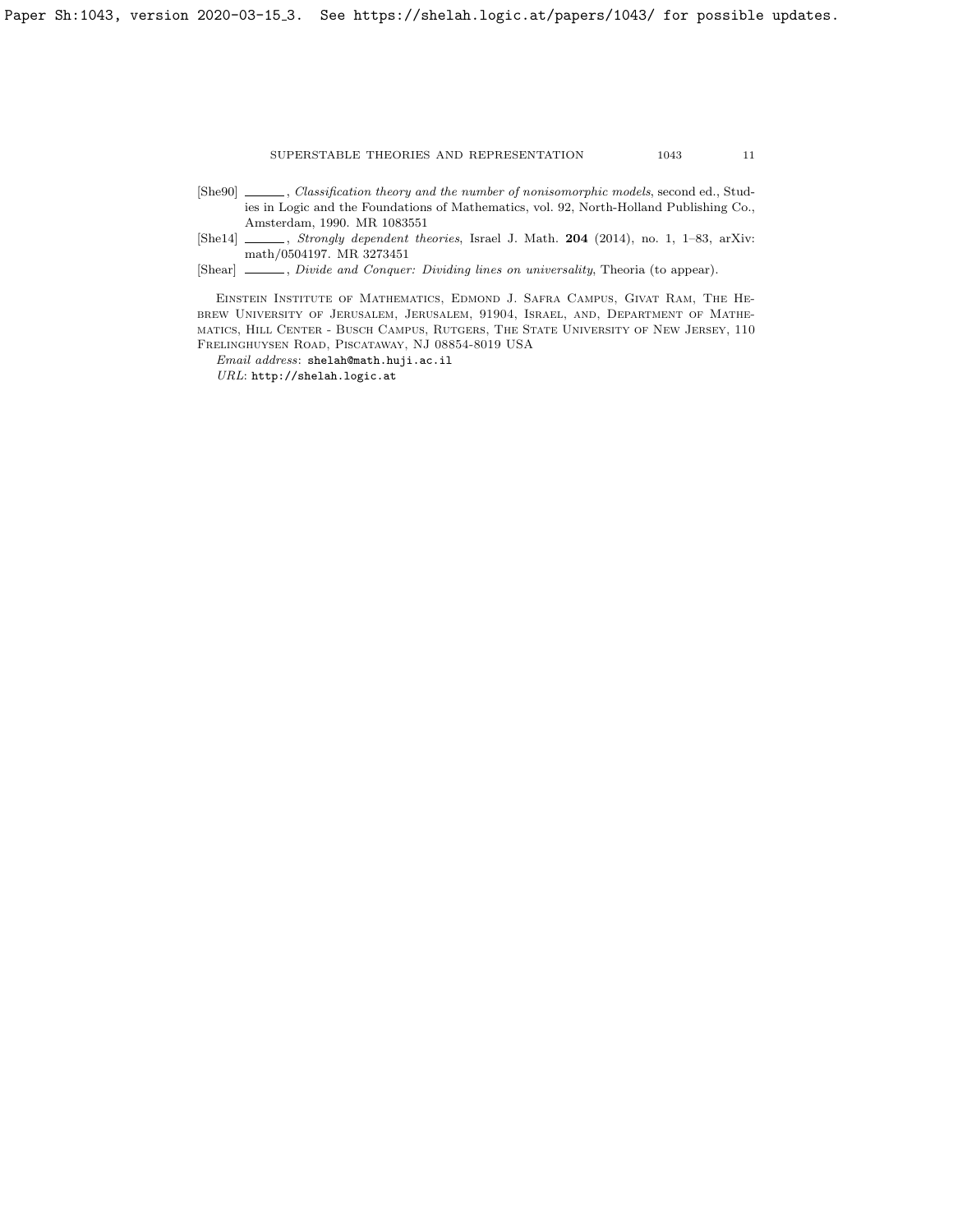[She90] ______, *Classification theory and the number of nonisomorphic models*, second ed., Studies in Logic and the Foundations of Mathematics, vol. 92, North-Holland Publishing Co., Amsterdam, 1990. MR 1083551

[She14] ______, *Strongly dependent theories*, Israel J. Math. **204** (2014), no. 1, 1–83, arXiv: math/0504197. MR 3273451

[Shear] ______, *Divide and Conquer: Dividing lines on universality*, Theoria (to appear).

Einstein Institute of Mathematics, Edmond J. Safra Campus, Givat Ram, The Hebrew University of Jerusalem, Jerusalem, 91904, Israel, and, Department of Mathematics, Hill Center - Busch Campus, Rutgers, The State University of New Jersey, 110 Frelinghuysen Road, Piscataway, NJ 08854-8019 USA

*Email address*: shelah@math.huji.ac.il

*URL*: http://shelah.logic.at